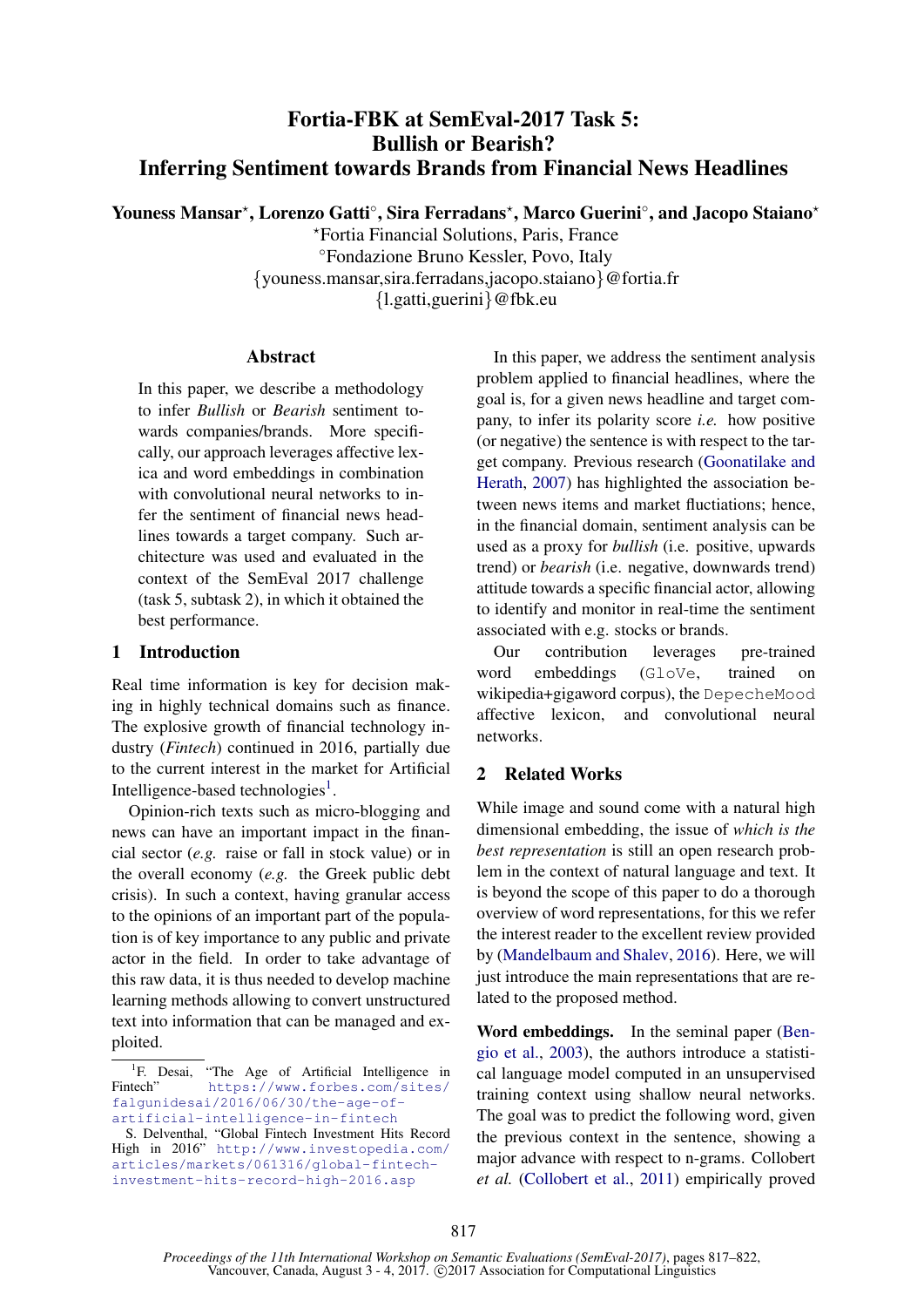# Fortia-FBK at SemEval-2017 Task 5: Bullish or Bearish? Inferring Sentiment towards Brands from Financial News Headlines

**Youness Mansar**[⋆], **Lorenzo Gatti**[◦], **Sira Ferradans**[⋆], **Marco Guerini**[◦], **and Jacopo Staiano**[⋆]

[⋆]Fortia Financial Solutions, Paris, France

[◦]Fondazione Bruno Kessler, Povo, Italy

{youness.mansar,sira.ferradans,jacopo.staiano}@fortia.fr

{l.gatti,guerini}@fbk.eu

## Abstract

In this paper, we describe a methodology to infer *Bullish* or *Bearish* sentiment towards companies/brands. More specifically, our approach leverages affective lexica and word embeddings in combination with convolutional neural networks to infer the sentiment of financial news headlines towards a target company. Such architecture was used and evaluated in the context of the SemEval 2017 challenge (task 5, subtask 2), in which it obtained the best performance.

## 1 Introduction

Real time information is key for decision making in highly technical domains such as finance. The explosive growth of financial technology industry (*Fintech*) continued in 2016, partially due to the current interest in the market for Artificial Intelligence-based technologies[1].

Opinion-rich texts such as micro-blogging and news can have an important impact in the financial sector (*e.g.* raise or fall in stock value) or in the overall economy (*e.g.* the Greek public debt crisis). In such a context, having granular access to the opinions of an important part of the population is of key importance to any public and private actor in the field. In order to take advantage of this raw data, it is thus needed to develop machine learning methods allowing to convert unstructured text into information that can be managed and exploited.

In this paper, we address the sentiment analysis problem applied to financial headlines, where the goal is, for a given news headline and target company, to infer its polarity score *i.e.* how positive (or negative) the sentence is with respect to the target company. Previous research (Goonatilake and Herath, 2007) has highlighted the association between news items and market fluctiations; hence, in the financial domain, sentiment analysis can be used as a proxy for *bullish* (i.e. positive, upwards trend) or *bearish* (i.e. negative, downwards trend) attitude towards a specific financial actor, allowing to identify and monitor in real-time the sentiment associated with e.g. stocks or brands.

Our contribution leverages pre-trained word embeddings (`GloVe`, trained on wikipedia+gigaword corpus), the `DepecheMood` affective lexicon, and convolutional neural networks.

## 2 Related Works

While image and sound come with a natural high dimensional embedding, the issue of *which is the best representation* is still an open research problem in the context of natural language and text. It is beyond the scope of this paper to do a thorough overview of word representations, for this we refer the interest reader to the excellent review provided by (Mandelbaum and Shalev, 2016). Here, we will just introduce the main representations that are related to the proposed method.

**Word embeddings.** In the seminal paper (Bengio et al., 2003), the authors introduce a statistical language model computed in an unsupervised training context using shallow neural networks. The goal was to predict the following word, given the previous context in the sentence, showing a major advance with respect to n-grams. Collobert *et al.* (Collobert et al., 2011) empirically proved

---

[1] F. Desai, "The Age of Artificial Intelligence in Fintech" https://www.forbes.com/sites/falgunidesai/2016/06/30/the-age-of-artificial-intelligence-in-fintech

S. Delventhal, "Global Fintech Investment Hits Record High in 2016" http://www.investopedia.com/articles/markets/061316/global-fintech-investment-hits-record-high-2016.asp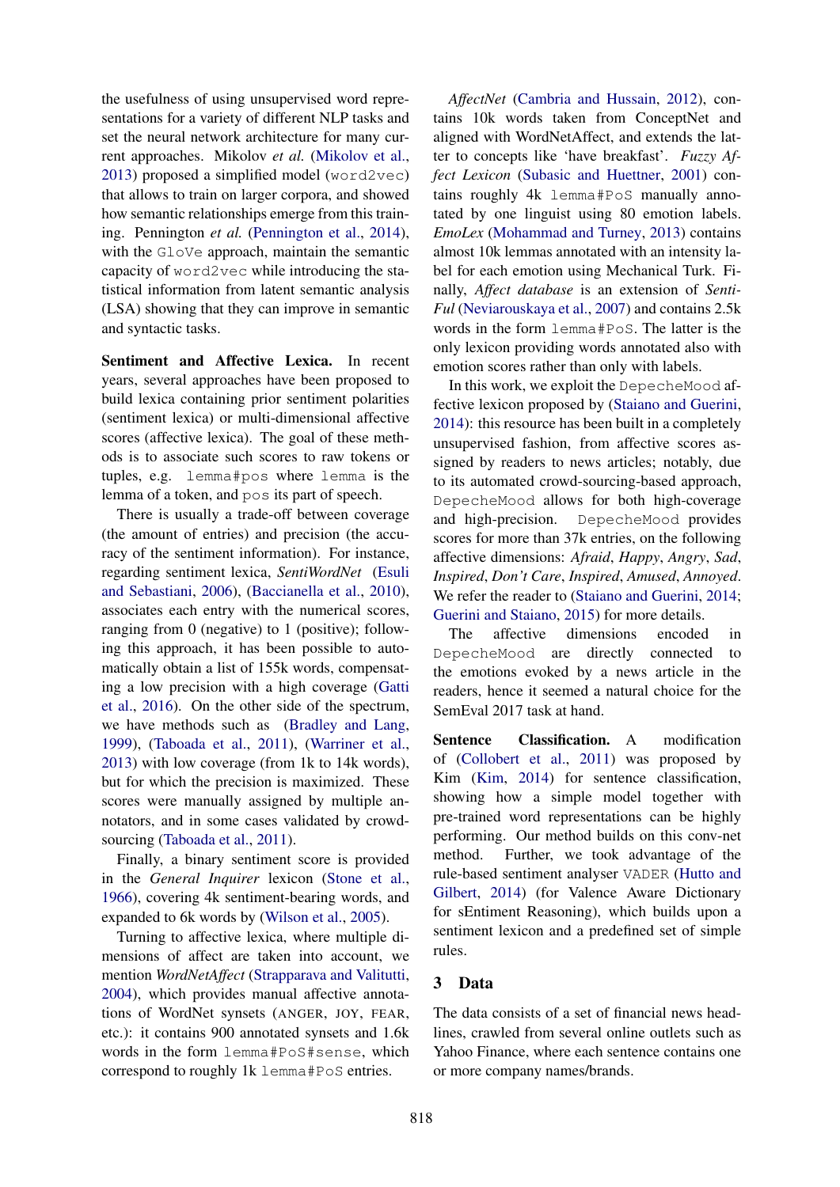the usefulness of using unsupervised word representations for a variety of different NLP tasks and set the neural network architecture for many current approaches. Mikolov *et al.* (Mikolov et al., 2013) proposed a simplified model (`word2vec`) that allows to train on larger corpora, and showed how semantic relationships emerge from this training. Pennington *et al.* (Pennington et al., 2014), with the `GloVe` approach, maintain the semantic capacity of `word2vec` while introducing the statistical information from latent semantic analysis (LSA) showing that they can improve in semantic and syntactic tasks.

**Sentiment and Affective Lexica.** In recent years, several approaches have been proposed to build lexica containing prior sentiment polarities (sentiment lexica) or multi-dimensional affective scores (affective lexica). The goal of these methods is to associate such scores to raw tokens or tuples, e.g. `lemma#pos` where `lemma` is the lemma of a token, and `pos` its part of speech.

There is usually a trade-off between coverage (the amount of entries) and precision (the accuracy of the sentiment information). For instance, regarding sentiment lexica, *SentiWordNet* (Esuli and Sebastiani, 2006), (Baccianella et al., 2010), associates each entry with the numerical scores, ranging from 0 (negative) to 1 (positive); following this approach, it has been possible to automatically obtain a list of 155k words, compensating a low precision with a high coverage (Gatti et al., 2016). On the other side of the spectrum, we have methods such as (Bradley and Lang, 1999), (Taboada et al., 2011), (Warriner et al., 2013) with low coverage (from 1k to 14k words), but for which the precision is maximized. These scores were manually assigned by multiple annotators, and in some cases validated by crowdsourcing (Taboada et al., 2011).

Finally, a binary sentiment score is provided in the *General Inquirer* lexicon (Stone et al., 1966), covering 4k sentiment-bearing words, and expanded to 6k words by (Wilson et al., 2005).

Turning to affective lexica, where multiple dimensions of affect are taken into account, we mention *WordNetAffect* (Strapparava and Valitutti, 2004), which provides manual affective annotations of WordNet synsets (ANGER, JOY, FEAR, etc.): it contains 900 annotated synsets and 1.6k words in the form `lemma#PoS#sense`, which correspond to roughly 1k `lemma#PoS` entries.

*AffectNet* (Cambria and Hussain, 2012), contains 10k words taken from ConceptNet and aligned with WordNetAffect, and extends the latter to concepts like 'have breakfast'. *Fuzzy Affect Lexicon* (Subasic and Huettner, 2001) contains roughly 4k `lemma#PoS` manually annotated by one linguist using 80 emotion labels. *EmoLex* (Mohammad and Turney, 2013) contains almost 10k lemmas annotated with an intensity label for each emotion using Mechanical Turk. Finally, *Affect database* is an extension of *SentiFul* (Neviarouskaya et al., 2007) and contains 2.5k words in the form `lemma#PoS`. The latter is the only lexicon providing words annotated also with emotion scores rather than only with labels.

In this work, we exploit the `DepecheMood` affective lexicon proposed by (Staiano and Guerini, 2014): this resource has been built in a completely unsupervised fashion, from affective scores assigned by readers to news articles; notably, due to its automated crowd-sourcing-based approach, `DepecheMood` allows for both high-coverage and high-precision. `DepecheMood` provides scores for more than 37k entries, on the following affective dimensions: *Afraid*, *Happy*, *Angry*, *Sad*, *Inspired*, *Don't Care*, *Inspired*, *Amused*, *Annoyed*. We refer the reader to (Staiano and Guerini, 2014; Guerini and Staiano, 2015) for more details.

The affective dimensions encoded in `DepecheMood` are directly connected to the emotions evoked by a news article in the readers, hence it seemed a natural choice for the SemEval 2017 task at hand.

**Sentence Classification.** A modification of (Collobert et al., 2011) was proposed by Kim (Kim, 2014) for sentence classification, showing how a simple model together with pre-trained word representations can be highly performing. Our method builds on this conv-net method. Further, we took advantage of the rule-based sentiment analyser `VADER` (Hutto and Gilbert, 2014) (for Valence Aware Dictionary for sEntiment Reasoning), which builds upon a sentiment lexicon and a predefined set of simple rules.

## 3 Data

The data consists of a set of financial news headlines, crawled from several online outlets such as Yahoo Finance, where each sentence contains one or more company names/brands.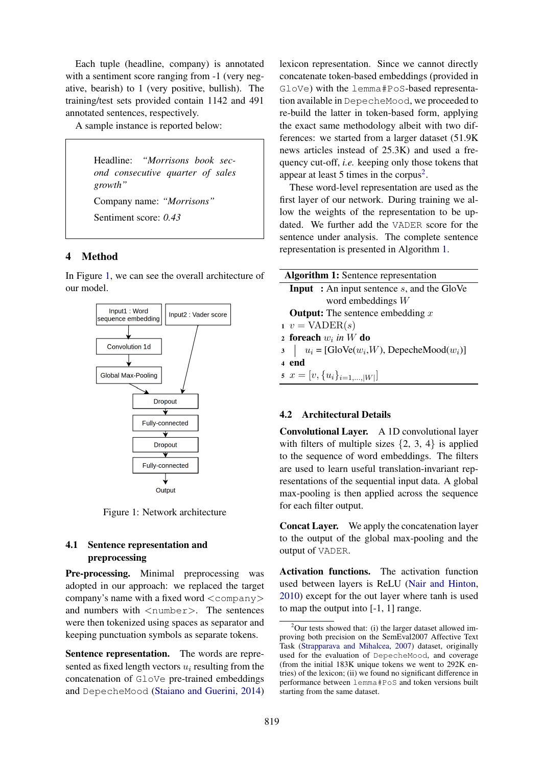Each tuple (headline, company) is annotated with a sentiment score ranging from -1 (very negative, bearish) to 1 (very positive, bullish). The training/test sets provided contain 1142 and 491 annotated sentences, respectively.

A sample instance is reported below:

> Headline: *"Morrisons book second consecutive quarter of sales growth"*
>
> Company name: *"Morrisons"*
>
> Sentiment score: *0.43*

## 4 Method

In Figure 1, we can see the overall architecture of our model.

Figure 1: Network architecture

### 4.1 Sentence representation and preprocessing

**Pre-processing.** Minimal preprocessing was adopted in our approach: we replaced the target company's name with a fixed word <company> and numbers with <number>. The sentences were then tokenized using spaces as separator and keeping punctuation symbols as separate tokens.

**Sentence representation.** The words are represented as fixed length vectors $u_i$ resulting from the concatenation of GloVe pre-trained embeddings and DepecheMood (Staiano and Guerini, 2014) lexicon representation. Since we cannot directly concatenate token-based embeddings (provided in GloVe) with the lemma#PoS-based representation available in DepecheMood, we proceeded to re-build the latter in token-based form, applying the exact same methodology albeit with two differences: we started from a larger dataset (51.9K news articles instead of 25.3K) and used a frequency cut-off, *i.e.* keeping only those tokens that appear at least 5 times in the corpus[2].

These word-level representation are used as the first layer of our network. During training we allow the weights of the representation to be updated. We further add the VADER score for the sentence under analysis. The complete sentence representation is presented in Algorithm 1.

**Algorithm 1:** Sentence representation

**Input :** An input sentence $s$, and the GloVe word embeddings $W$

**Output:** The sentence embedding $x$

1. $v = \text{VADER}(s)$
2. **foreach** $w_i$ *in* $W$ **do**
3. $\quad u_i = [\text{GloVe}(w_i, W), \text{DepecheMood}(w_i)]$
4. **end**
5. $x = [v, \{u_i\}_{i=1,\dots,|W|}]$

### 4.2 Architectural Details

**Convolutional Layer.** A 1D convolutional layer with filters of multiple sizes {2, 3, 4} is applied to the sequence of word embeddings. The filters are used to learn useful translation-invariant representations of the sequential input data. A global max-pooling is then applied across the sequence for each filter output.

**Concat Layer.** We apply the concatenation layer to the output of the global max-pooling and the output of VADER.

**Activation functions.** The activation function used between layers is ReLU (Nair and Hinton, 2010) except for the out layer where tanh is used to map the output into [-1, 1] range.

[2] Our tests showed that: (i) the larger dataset allowed improving both precision on the SemEval2007 Affective Text Task (Strapparava and Mihalcea, 2007) dataset, originally used for the evaluation of DepecheMood, and coverage (from the initial 183K unique tokens we went to 292K entries) of the lexicon; (ii) we found no significant difference in performance between lemma#PoS and token versions built starting from the same dataset.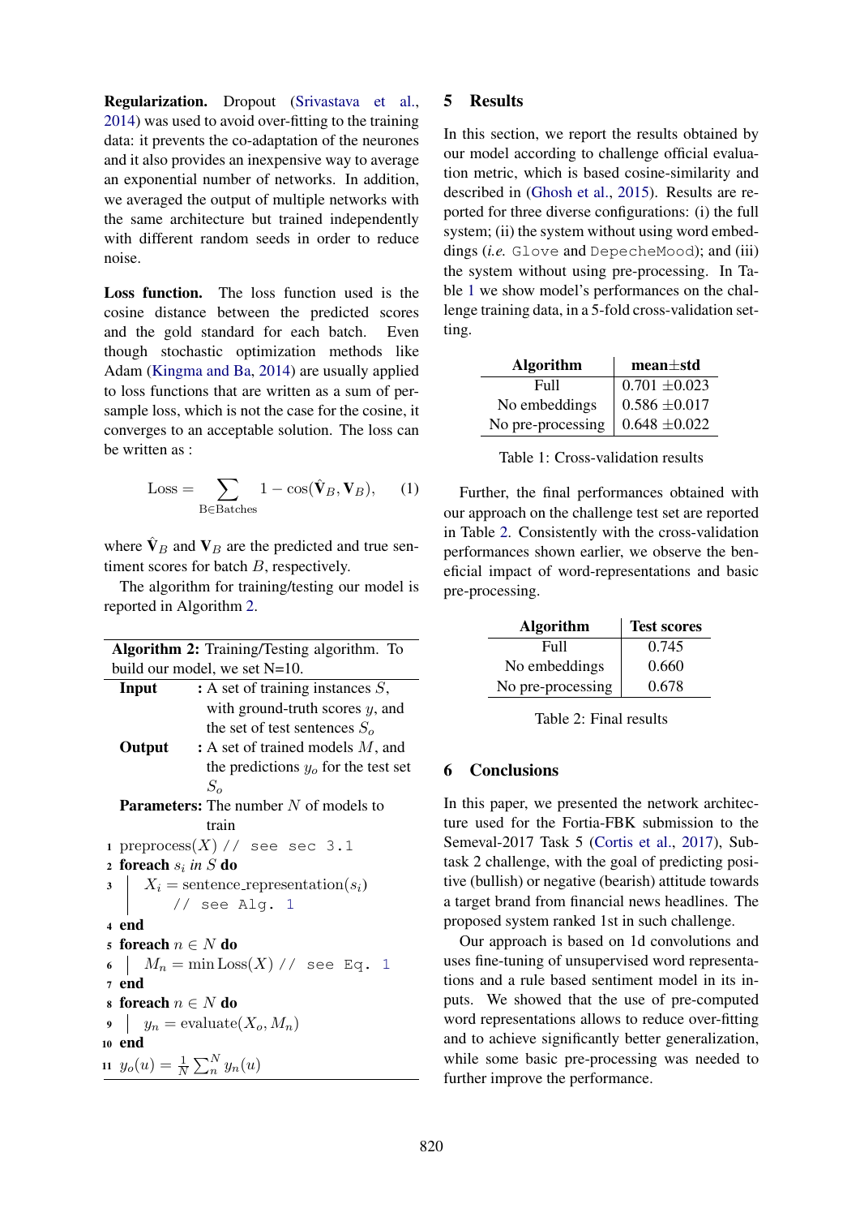**Regularization.** Dropout (Srivastava et al., 2014) was used to avoid over-fitting to the training data: it prevents the co-adaptation of the neurones and it also provides an inexpensive way to average an exponential number of networks. In addition, we averaged the output of multiple networks with the same architecture but trained independently with different random seeds in order to reduce noise.

**Loss function.** The loss function used is the cosine distance between the predicted scores and the gold standard for each batch. Even though stochastic optimization methods like Adam (Kingma and Ba, 2014) are usually applied to loss functions that are written as a sum of per-sample loss, which is not the case for the cosine, it converges to an acceptable solution. The loss can be written as :

$$\text{Loss} = \sum_{\text{B} \in \text{Batches}} 1 - \cos(\hat{\mathbf{V}}_B, \mathbf{V}_B), \quad (1)$$

where $\hat{\mathbf{V}}_B$ and $\mathbf{V}_B$ are the predicted and true sentiment scores for batch $B$, respectively.

The algorithm for training/testing our model is reported in Algorithm 2.

---

**Algorithm 2:** Training/Testing algorithm. To build our model, we set N=10.

**Input** : A set of training instances $S$, with ground-truth scores $y$, and the set of test sentences $S_o$

**Output** : A set of trained models $M$, and the predictions $y_o$ for the test set $S_o$

**Parameters:** The number $N$ of models to train

```
1  preprocess(X) // see sec 3.1
2  foreach s_i in S do
3  |   X_i = sentence_representation(s_i)
   |       // see Alg. 1
4  end
5  foreach n ∈ N do
6  |   M_n = min Loss(X) // see Eq. 1
7  end
8  foreach n ∈ N do
9  |   y_n = evaluate(X_o, M_n)
10 end
11 y_o(u) = 1/N Σ_n^N y_n(u)
```

---

## 5 Results

In this section, we report the results obtained by our model according to challenge official evaluation metric, which is based cosine-similarity and described in (Ghosh et al., 2015). Results are reported for three diverse configurations: (i) the full system; (ii) the system without using word embeddings (*i.e.* Glove and DepecheMood); and (iii) the system without using pre-processing. In Table 1 we show model's performances on the challenge training data, in a 5-fold cross-validation setting.

| Algorithm | mean±std |
|---|---|
| Full | 0.701 ±0.023 |
| No embeddings | 0.586 ±0.017 |
| No pre-processing | 0.648 ±0.022 |

Table 1: Cross-validation results

Further, the final performances obtained with our approach on the challenge test set are reported in Table 2. Consistently with the cross-validation performances shown earlier, we observe the beneficial impact of word-representations and basic pre-processing.

| Algorithm | Test scores |
|---|---|
| Full | 0.745 |
| No embeddings | 0.660 |
| No pre-processing | 0.678 |

Table 2: Final results

## 6 Conclusions

In this paper, we presented the network architecture used for the Fortia-FBK submission to the Semeval-2017 Task 5 (Cortis et al., 2017), Subtask 2 challenge, with the goal of predicting positive (bullish) or negative (bearish) attitude towards a target brand from financial news headlines. The proposed system ranked 1st in such challenge.

Our approach is based on 1d convolutions and uses fine-tuning of unsupervised word representations and a rule based sentiment model in its inputs. We showed that the use of pre-computed word representations allows to reduce over-fitting and to achieve significantly better generalization, while some basic pre-processing was needed to further improve the performance.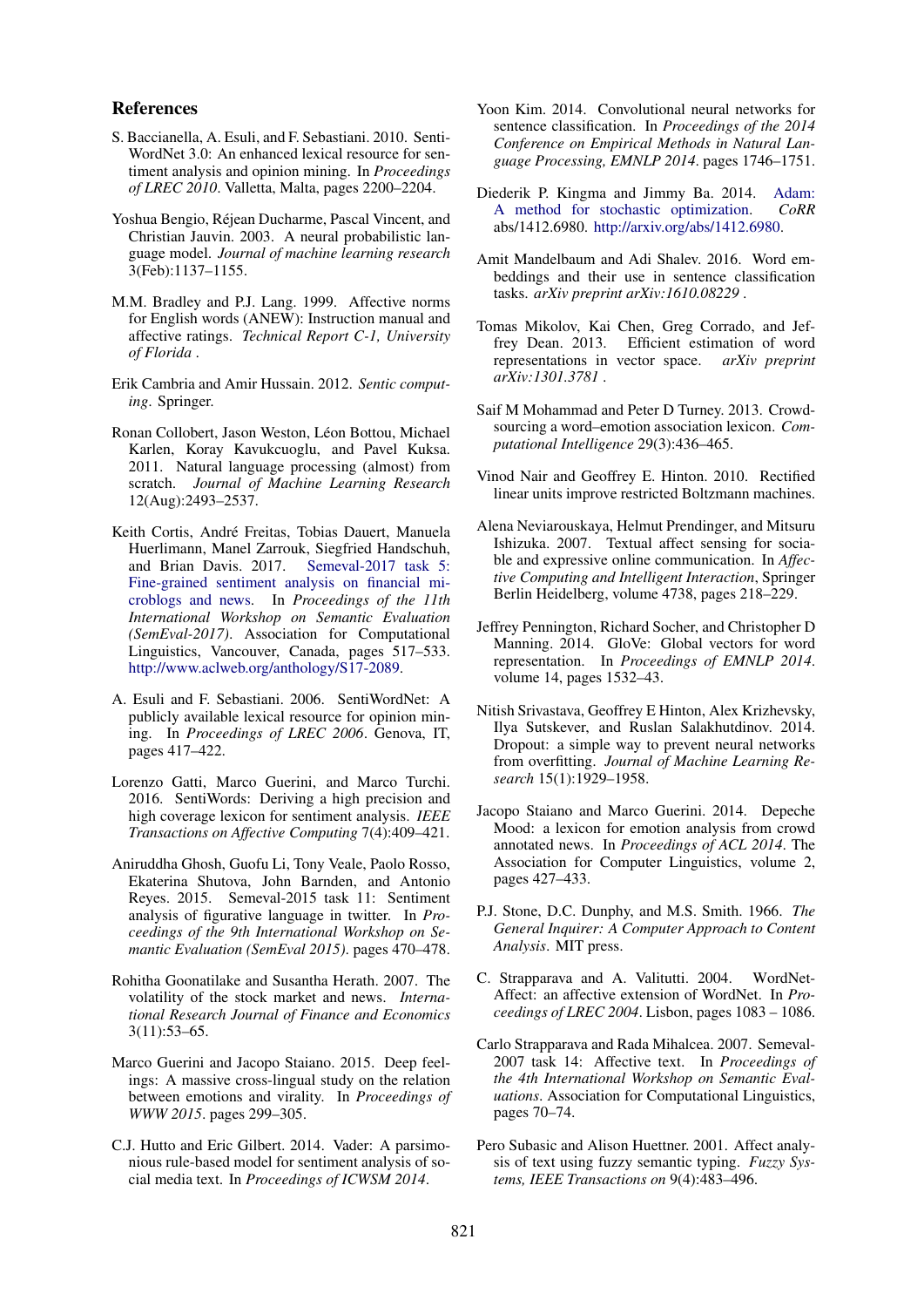## References

S. Baccianella, A. Esuli, and F. Sebastiani. 2010. SentiWordNet 3.0: An enhanced lexical resource for sentiment analysis and opinion mining. In *Proceedings of LREC 2010*. Valletta, Malta, pages 2200–2204.

Yoshua Bengio, Réjean Ducharme, Pascal Vincent, and Christian Jauvin. 2003. A neural probabilistic language model. *Journal of machine learning research* 3(Feb):1137–1155.

M.M. Bradley and P.J. Lang. 1999. Affective norms for English words (ANEW): Instruction manual and affective ratings. *Technical Report C-1, University of Florida* .

Erik Cambria and Amir Hussain. 2012. *Sentic computing*. Springer.

Ronan Collobert, Jason Weston, Léon Bottou, Michael Karlen, Koray Kavukcuoglu, and Pavel Kuksa. 2011. Natural language processing (almost) from scratch. *Journal of Machine Learning Research* 12(Aug):2493–2537.

Keith Cortis, André Freitas, Tobias Dauert, Manuela Huerlimann, Manel Zarrouk, Siegfried Handschuh, and Brian Davis. 2017. Semeval-2017 task 5: Fine-grained sentiment analysis on financial microblogs and news. In *Proceedings of the 11th International Workshop on Semantic Evaluation (SemEval-2017)*. Association for Computational Linguistics, Vancouver, Canada, pages 517–533. http://www.aclweb.org/anthology/S17-2089.

A. Esuli and F. Sebastiani. 2006. SentiWordNet: A publicly available lexical resource for opinion mining. In *Proceedings of LREC 2006*. Genova, IT, pages 417–422.

Lorenzo Gatti, Marco Guerini, and Marco Turchi. 2016. SentiWords: Deriving a high precision and high coverage lexicon for sentiment analysis. *IEEE Transactions on Affective Computing* 7(4):409–421.

Aniruddha Ghosh, Guofu Li, Tony Veale, Paolo Rosso, Ekaterina Shutova, John Barnden, and Antonio Reyes. 2015. Semeval-2015 task 11: Sentiment analysis of figurative language in twitter. In *Proceedings of the 9th International Workshop on Semantic Evaluation (SemEval 2015)*. pages 470–478.

Rohitha Goonatilake and Susantha Herath. 2007. The volatility of the stock market and news. *International Research Journal of Finance and Economics* 3(11):53–65.

Marco Guerini and Jacopo Staiano. 2015. Deep feelings: A massive cross-lingual study on the relation between emotions and virality. In *Proceedings of WWW 2015*. pages 299–305.

C.J. Hutto and Eric Gilbert. 2014. Vader: A parsimonious rule-based model for sentiment analysis of social media text. In *Proceedings of ICWSM 2014*.

Yoon Kim. 2014. Convolutional neural networks for sentence classification. In *Proceedings of the 2014 Conference on Empirical Methods in Natural Language Processing, EMNLP 2014*. pages 1746–1751.

Diederik P. Kingma and Jimmy Ba. 2014. Adam: A method for stochastic optimization. *CoRR* abs/1412.6980. http://arxiv.org/abs/1412.6980.

Amit Mandelbaum and Adi Shalev. 2016. Word embeddings and their use in sentence classification tasks. *arXiv preprint arXiv:1610.08229* .

Tomas Mikolov, Kai Chen, Greg Corrado, and Jeffrey Dean. 2013. Efficient estimation of word representations in vector space. *arXiv preprint arXiv:1301.3781* .

Saif M Mohammad and Peter D Turney. 2013. Crowdsourcing a word–emotion association lexicon. *Computational Intelligence* 29(3):436–465.

Vinod Nair and Geoffrey E. Hinton. 2010. Rectified linear units improve restricted Boltzmann machines.

Alena Neviarouskaya, Helmut Prendinger, and Mitsuru Ishizuka. 2007. Textual affect sensing for sociable and expressive online communication. In *Affective Computing and Intelligent Interaction*, Springer Berlin Heidelberg, volume 4738, pages 218–229.

Jeffrey Pennington, Richard Socher, and Christopher D Manning. 2014. GloVe: Global vectors for word representation. In *Proceedings of EMNLP 2014*. volume 14, pages 1532–43.

Nitish Srivastava, Geoffrey E Hinton, Alex Krizhevsky, Ilya Sutskever, and Ruslan Salakhutdinov. 2014. Dropout: a simple way to prevent neural networks from overfitting. *Journal of Machine Learning Research* 15(1):1929–1958.

Jacopo Staiano and Marco Guerini. 2014. Depeche Mood: a lexicon for emotion analysis from crowd annotated news. In *Proceedings of ACL 2014*. The Association for Computer Linguistics, volume 2, pages 427–433.

P.J. Stone, D.C. Dunphy, and M.S. Smith. 1966. *The General Inquirer: A Computer Approach to Content Analysis*. MIT press.

C. Strapparava and A. Valitutti. 2004. WordNet-Affect: an affective extension of WordNet. In *Proceedings of LREC 2004*. Lisbon, pages 1083 – 1086.

Carlo Strapparava and Rada Mihalcea. 2007. Semeval-2007 task 14: Affective text. In *Proceedings of the 4th International Workshop on Semantic Evaluations*. Association for Computational Linguistics, pages 70–74.

Pero Subasic and Alison Huettner. 2001. Affect analysis of text using fuzzy semantic typing. *Fuzzy Systems, IEEE Transactions on* 9(4):483–496.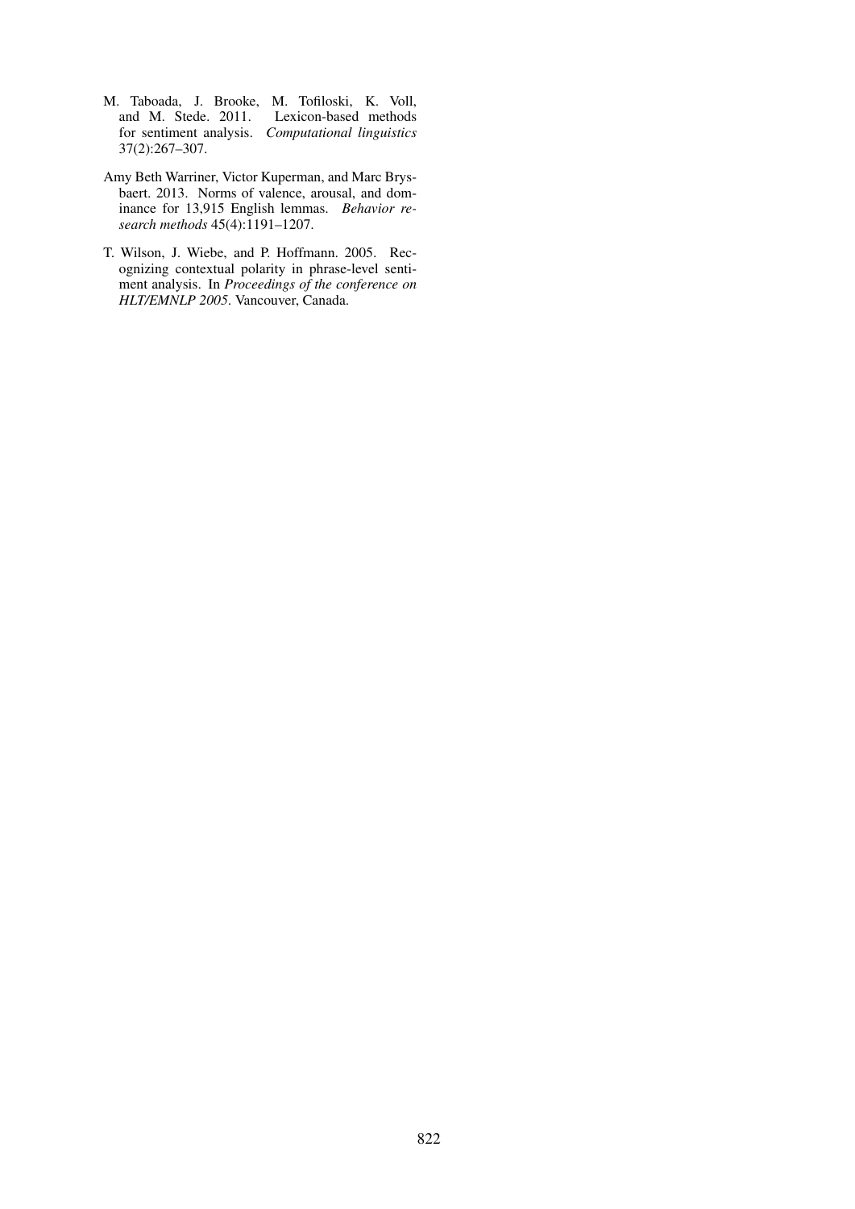M. Taboada, J. Brooke, M. Tofiloski, K. Voll, and M. Stede. 2011. Lexicon-based methods for sentiment analysis. *Computational linguistics* 37(2):267–307.

Amy Beth Warriner, Victor Kuperman, and Marc Brysbaert. 2013. Norms of valence, arousal, and dominance for 13,915 English lemmas. *Behavior research methods* 45(4):1191–1207.

T. Wilson, J. Wiebe, and P. Hoffmann. 2005. Recognizing contextual polarity in phrase-level sentiment analysis. In *Proceedings of the conference on HLT/EMNLP 2005*. Vancouver, Canada.